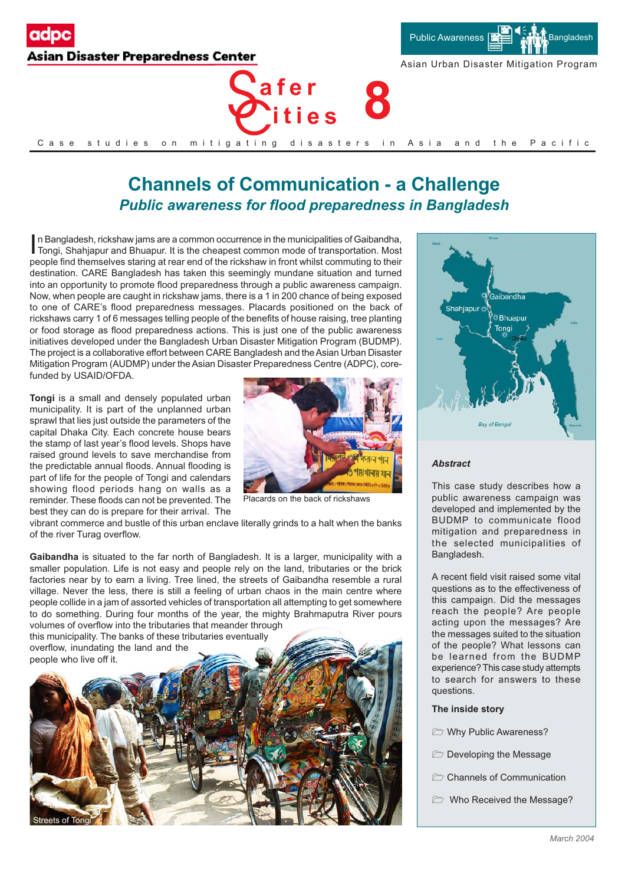# Safer Cities 8

Case studies on mitigating disasters in Asia and the Pacific

## Channels of Communication - a Challenge

### *Public awareness for flood preparedness in Bangladesh*

In Bangladesh, rickshaw jams are a common occurrence in the municipalities of Gaibandha, Tongi, Shahjapur and Bhuapur. It is the cheapest common mode of transportation. Most people find themselves staring at rear end of the rickshaw in front whilst commuting to their destination. CARE Bangladesh has taken this seemingly mundane situation and turned into an opportunity to promote flood preparedness through a public awareness campaign. Now, when people are caught in rickshaw jams, there is a 1 in 200 chance of being exposed to one of CARE's flood preparedness messages. Placards positioned on the back of rickshaws carry 1 of 6 messages telling people of the benefits of house raising, tree planting or food storage as flood preparedness actions. This is just one of the public awareness initiatives developed under the Bangladesh Urban Disaster Mitigation Program (BUDMP). The project is a collaborative effort between CARE Bangladesh and the Asian Urban Disaster Mitigation Program (AUDMP) under the Asian Disaster Preparedness Centre (ADPC), core-funded by USAID/OFDA.

**Tongi** is a small and densely populated urban municipality. It is part of the unplanned urban sprawl that lies just outside the parameters of the capital Dhaka City. Each concrete house bears the stamp of last year's flood levels. Shops have raised ground levels to save merchandise from the predictable annual floods. Annual flooding is part of life for the people of Tongi and calendars showing flood periods hang on walls as a reminder. These floods can not be prevented. The best they can do is prepare for their arrival. The vibrant commerce and bustle of this urban enclave literally grinds to a halt when the banks of the river Turag overflow.

Placards on the back of rickshaws

**Gaibandha** is situated to the far north of Bangladesh. It is a larger, municipality with a smaller population. Life is not easy and people rely on the land, tributaries or the brick factories near by to earn a living. Tree lined, the streets of Gaibandha resemble a rural village. Never the less, there is still a feeling of urban chaos in the main centre where people collide in a jam of assorted vehicles of transportation all attempting to get somewhere to do something. During four months of the year, the mighty Brahmaputra River pours volumes of overflow into the tributaries that meander through this municipality. The banks of these tributaries eventually overflow, inundating the land and the people who live off it.

Streets of Tongi

### *Abstract*

This case study describes how a public awareness campaign was developed and implemented by the BUDMP to communicate flood mitigation and preparedness in the selected municipalities of Bangladesh.

A recent field visit raised some vital questions as to the effectiveness of this campaign. Did the messages reach the people? Are people acting upon the messages? Are the messages suited to the situation of the people? What lessons can be learned from the BUDMP experience? This case study attempts to search for answers to these questions.

**The inside story**

- Why Public Awareness?
- Developing the Message
- Channels of Communication
- Who Received the Message?

*March 2004*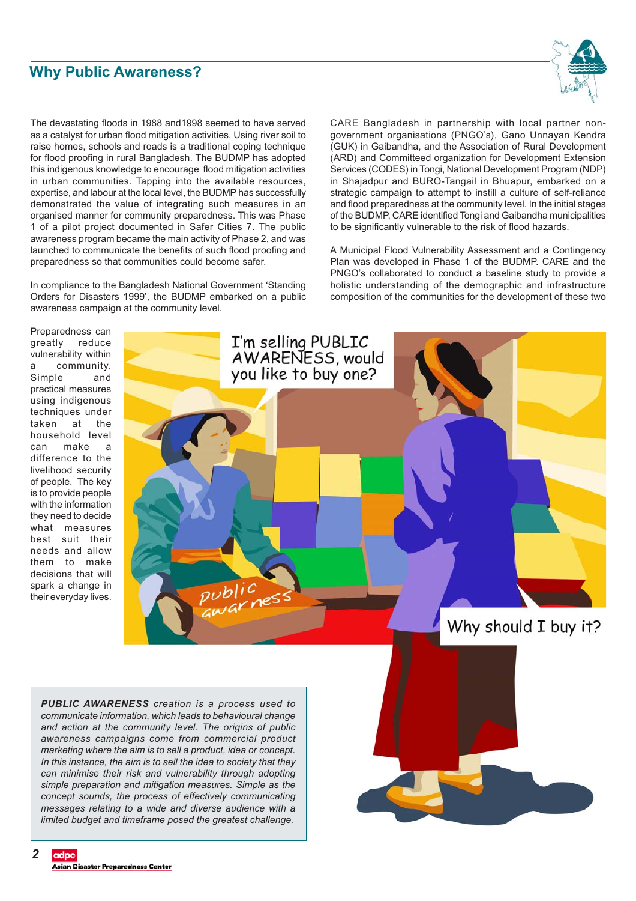## Why Public Awareness?

The devastating floods in 1988 and1998 seemed to have served as a catalyst for urban flood mitigation activities. Using river soil to raise homes, schools and roads is a traditional coping technique for flood proofing in rural Bangladesh. The BUDMP has adopted this indigenous knowledge to encourage flood mitigation activities in urban communities. Tapping into the available resources, expertise, and labour at the local level, the BUDMP has successfully demonstrated the value of integrating such measures in an organised manner for community preparedness. This was Phase 1 of a pilot project documented in Safer Cities 7. The public awareness program became the main activity of Phase 2, and was launched to communicate the benefits of such flood proofing and preparedness so that communities could become safer.

In compliance to the Bangladesh National Government 'Standing Orders for Disasters 1999', the BUDMP embarked on a public awareness campaign at the community level.

CARE Bangladesh in partnership with local partner non-government organisations (PNGO's), Gano Unnayan Kendra (GUK) in Gaibandha, and the Association of Rural Development (ARD) and Committeed organization for Development Extension Services (CODES) in Tongi, National Development Program (NDP) in Shajadpur and BURO-Tangail in Bhuapur, embarked on a strategic campaign to attempt to instill a culture of self-reliance and flood preparedness at the community level. In the initial stages of the BUDMP, CARE identified Tongi and Gaibandha municipalities to be significantly vulnerable to the risk of flood hazards.

A Municipal Flood Vulnerability Assessment and a Contingency Plan was developed in Phase 1 of the BUDMP. CARE and the PNGO's collaborated to conduct a baseline study to provide a holistic understanding of the demographic and infrastructure composition of the communities for the development of these two

Preparedness can greatly reduce vulnerability within a community. Simple and practical measures using indigenous techniques under taken at the household level can make a difference to the livelihood security of people. The key is to provide people with the information they need to decide what measures best suit their needs and allow them to make decisions that will spark a change in their everyday lives.

*__PUBLIC AWARENESS__ creation is a process used to communicate information, which leads to behavioural change and action at the community level. The origins of public awareness campaigns come from commercial product marketing where the aim is to sell a product, idea or concept. In this instance, the aim is to sell the idea to society that they can minimise their risk and vulnerability through adopting simple preparation and mitigation measures. Simple as the concept sounds, the process of effectively communicating messages relating to a wide and diverse audience with a limited budget and timeframe posed the greatest challenge.*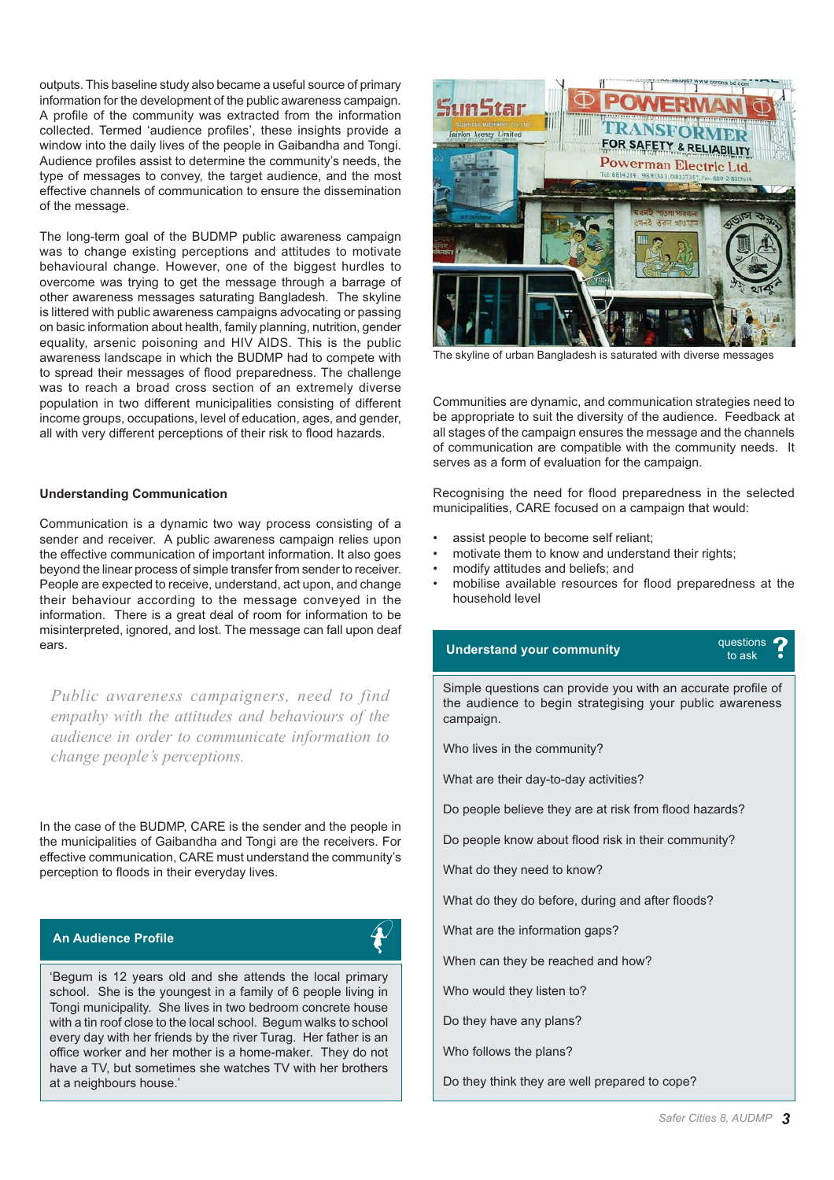outputs. This baseline study also became a useful source of primary information for the development of the public awareness campaign. A profile of the community was extracted from the information collected. Termed 'audience profiles', these insights provide a window into the daily lives of the people in Gaibandha and Tongi. Audience profiles assist to determine the community's needs, the type of messages to convey, the target audience, and the most effective channels of communication to ensure the dissemination of the message.

The long-term goal of the BUDMP public awareness campaign was to change existing perceptions and attitudes to motivate behavioural change. However, one of the biggest hurdles to overcome was trying to get the message through a barrage of other awareness messages saturating Bangladesh. The skyline is littered with public awareness campaigns advocating or passing on basic information about health, family planning, nutrition, gender equality, arsenic poisoning and HIV AIDS. This is the public awareness landscape in which the BUDMP had to compete with to spread their messages of flood preparedness. The challenge was to reach a broad cross section of an extremely diverse population in two different municipalities consisting of different income groups, occupations, level of education, ages, and gender, all with very different perceptions of their risk to flood hazards.

### Understanding Communication

Communication is a dynamic two way process consisting of a sender and receiver. A public awareness campaign relies upon the effective communication of important information. It also goes beyond the linear process of simple transfer from sender to receiver. People are expected to receive, understand, act upon, and change their behaviour according to the message conveyed in the information. There is a great deal of room for information to be misinterpreted, ignored, and lost. The message can fall upon deaf ears.

> *Public awareness campaigners, need to find empathy with the attitudes and behaviours of the audience in order to communicate information to change people's perceptions.*

In the case of the BUDMP, CARE is the sender and the people in the municipalities of Gaibandha and Tongi are the receivers. For effective communication, CARE must understand the community's perception to floods in their everyday lives.

#### An Audience Profile

'Begum is 12 years old and she attends the local primary school. She is the youngest in a family of 6 people living in Tongi municipality. She lives in two bedroom concrete house with a tin roof close to the local school. Begum walks to school every day with her friends by the river Turag. Her father is an office worker and her mother is a home-maker. They do not have a TV, but sometimes she watches TV with her brothers at a neighbours house.'

The skyline of urban Bangladesh is saturated with diverse messages

Communities are dynamic, and communication strategies need to be appropriate to suit the diversity of the audience. Feedback at all stages of the campaign ensures the message and the channels of communication are compatible with the community needs. It serves as a form of evaluation for the campaign.

Recognising the need for flood preparedness in the selected municipalities, CARE focused on a campaign that would:

- assist people to become self reliant;
- motivate them to know and understand their rights;
- modify attitudes and beliefs; and
- mobilise available resources for flood preparedness at the household level

#### Understand your community (questions to ask)

Simple questions can provide you with an accurate profile of the audience to begin strategising your public awareness campaign.

Who lives in the community?

What are their day-to-day activities?

Do people believe they are at risk from flood hazards?

Do people know about flood risk in their community?

What do they need to know?

What do they do before, during and after floods?

What are the information gaps?

When can they be reached and how?

Who would they listen to?

Do they have any plans?

Who follows the plans?

Do they think they are well prepared to cope?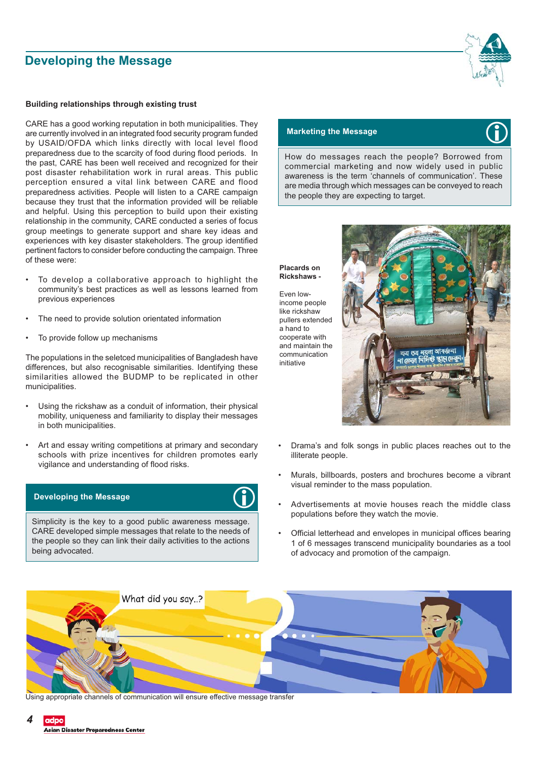# Developing the Message

**Building relationships through existing trust**

CARE has a good working reputation in both municipalities. They are currently involved in an integrated food security program funded by USAID/OFDA which links directly with local flood preparedness due to the scarcity of food during flood periods. In the past, CARE has been well received and recognized for their post disaster rehabilitation work in rural areas. This public perception ensured a vital link between CARE and flood preparedness activities. People will listen to a CARE campaign because they trust that the information provided will be reliable and helpful. Using this perception to build upon their existing relationship in the community, CARE conducted a series of focus group meetings to generate support and share key ideas and experiences with key disaster stakeholders. The group identified pertinent factors to consider before conducting the campaign. Three of these were:

- To develop a collaborative approach to highlight the community's best practices as well as lessons learned from previous experiences
- The need to provide solution orientated information
- To provide follow up mechanisms

The populations in the seletced municipalities of Bangladesh have differences, but also recognisable similarities. Identifying these similarities allowed the BUDMP to be replicated in other municipalities.

- Using the rickshaw as a conduit of information, their physical mobility, uniqueness and familiarity to display their messages in both municipalities.
- Art and essay writing competitions at primary and secondary schools with prize incentives for children promotes early vigilance and understanding of flood risks.

**Developing the Message**

Simplicity is the key to a good public awareness message. CARE developed simple messages that relate to the needs of the people so they can link their daily activities to the actions being advocated.

**Marketing the Message**

How do messages reach the people? Borrowed from commercial marketing and now widely used in public awareness is the term 'channels of communication'. These are media through which messages can be conveyed to reach the people they are expecting to target.

**Placards on Rickshaws -**

Even low-income people like rickshaw pullers extended a hand to cooperate with and maintain the communication initiative

- Drama's and folk songs in public places reaches out to the illiterate people.
- Murals, billboards, posters and brochures become a vibrant visual reminder to the mass population.
- Advertisements at movie houses reach the middle class populations before they watch the movie.
- Official letterhead and envelopes in municipal offices bearing 1 of 6 messages transcend municipality boundaries as a tool of advocacy and promotion of the campaign.

Using appropriate channels of communication will ensure effective message transfer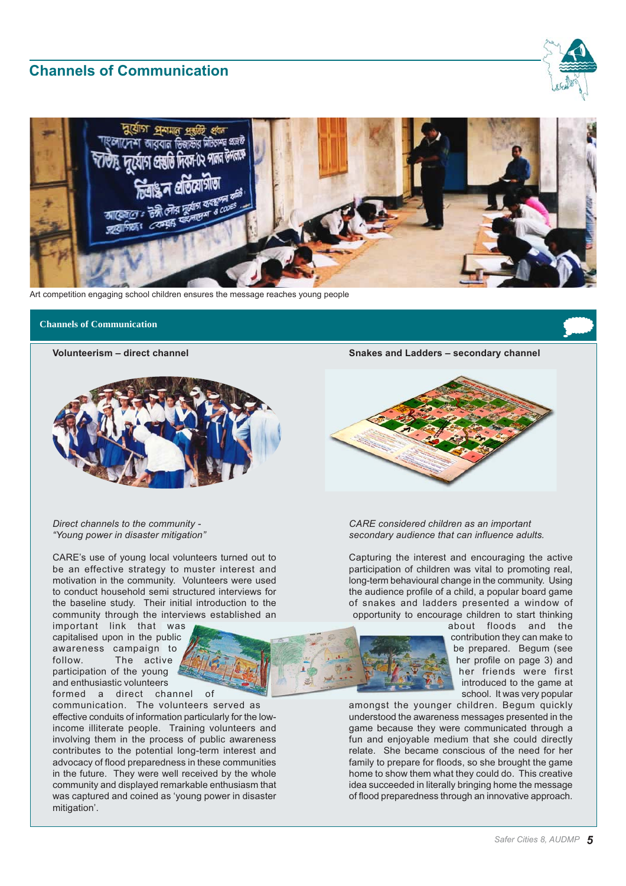## Channels of Communication

Art competition engaging school children ensures the message reaches young people

### Channels of Communication

**Volunteerism – direct channel**

*Direct channels to the community - "Young power in disaster mitigation"*

CARE's use of young local volunteers turned out to be an effective strategy to muster interest and motivation in the community. Volunteers were used to conduct household semi structured interviews for the baseline study. Their initial introduction to the community through the interviews established an important link that was capitalised upon in the public awareness campaign to follow. The active participation of the young and enthusiastic volunteers formed a direct channel of communication. The volunteers served as effective conduits of information particularly for the low-income illiterate people. Training volunteers and involving them in the process of public awareness contributes to the potential long-term interest and advocacy of flood preparedness in these communities in the future. They were well received by the whole community and displayed remarkable enthusiasm that was captured and coined as 'young power in disaster mitigation'.

**Snakes and Ladders – secondary channel**

*CARE considered children as an important secondary audience that can influence adults.*

Capturing the interest and encouraging the active participation of children was vital to promoting real, long-term behavioural change in the community. Using the audience profile of a child, a popular board game of snakes and ladders presented a window of opportunity to encourage children to start thinking about floods and the contribution they can make to be prepared. Begum (see her profile on page 3) and her friends were first introduced to the game at school. It was very popular amongst the younger children. Begum quickly understood the awareness messages presented in the game because they were communicated through a fun and enjoyable medium that she could directly relate. She became conscious of the need for her family to prepare for floods, so she brought the game home to show them what they could do. This creative idea succeeded in literally bringing home the message of flood preparedness through an innovative approach.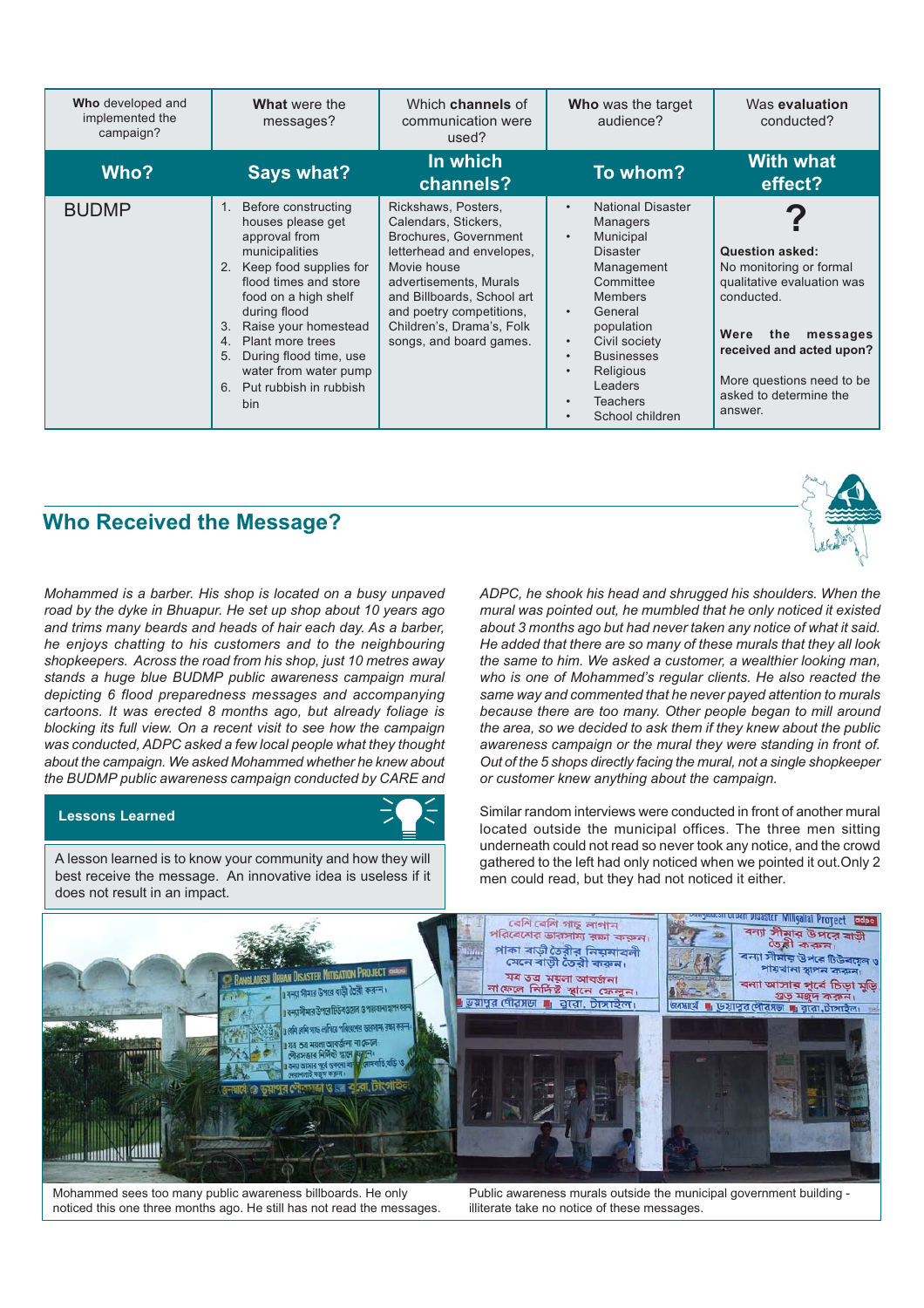| Who developed and implemented the campaign? | What were the messages? | Which channels of communication were used? | Who was the target audience? | Was evaluation conducted? |
|---|---|---|---|---|
| **Who?** | **Says what?** | **In which channels?** | **To whom?** | **With what effect?** |
| BUDMP | 1. Before constructing houses please get approval from municipalities<br>2. Keep food supplies for flood times and store food on a high shelf during flood<br>3. Raise your homestead<br>4. Plant more trees<br>5. During flood time, use water from water pump<br>6. Put rubbish in rubbish bin | Rickshaws, Posters, Calendars, Stickers, Brochures, Government letterhead and envelopes, Movie house advertisements, Murals and Billboards, School art and poetry competitions, Children's, Drama's, Folk songs, and board games. | • National Disaster Managers<br>• Municipal Disaster Management Committee Members<br>• General population<br>• Civil society<br>• Businesses<br>• Religious Leaders<br>• Teachers<br>• School children | **?**<br>**Question asked:** No monitoring or formal qualitative evaluation was conducted.<br>**Were the messages received and acted upon?**<br>More questions need to be asked to determine the answer. |

## Who Received the Message?

*Mohammed is a barber. His shop is located on a busy unpaved road by the dyke in Bhuapur. He set up shop about 10 years ago and trims many beards and heads of hair each day. As a barber, he enjoys chatting to his customers and to the neighbouring shopkeepers. Across the road from his shop, just 10 metres away stands a huge blue BUDMP public awareness campaign mural depicting 6 flood preparedness messages and accompanying cartoons. It was erected 8 months ago, but already foliage is blocking its full view. On a recent visit to see how the campaign was conducted, ADPC asked a few local people what they thought about the campaign. We asked Mohammed whether he knew about the BUDMP public awareness campaign conducted by CARE and ADPC, he shook his head and shrugged his shoulders. When the mural was pointed out, he mumbled that he only noticed it existed about 3 months ago but had never taken any notice of what it said. He added that there are so many of these murals that they all look the same to him. We asked a customer, a wealthier looking man, who is one of Mohammed's regular clients. He also reacted the same way and commented that he never payed attention to murals because there are too many. Other people began to mill around the area, so we decided to ask them if they knew about the public awareness campaign or the mural they were standing in front of. Out of the 5 shops directly facing the mural, not a single shopkeeper or customer knew anything about the campaign.*

Similar random interviews were conducted in front of another mural located outside the municipal offices. The three men sitting underneath could not read so never took any notice, and the crowd gathered to the left had only noticed when we pointed it out.Only 2 men could read, but they had not noticed it either.

### Lessons Learned

A lesson learned is to know your community and how they will best receive the message. An innovative idea is useless if it does not result in an impact.

Mohammed sees too many public awareness billboards. He only noticed this one three months ago. He still has not read the messages.

Public awareness murals outside the municipal government building - illiterate take no notice of these messages.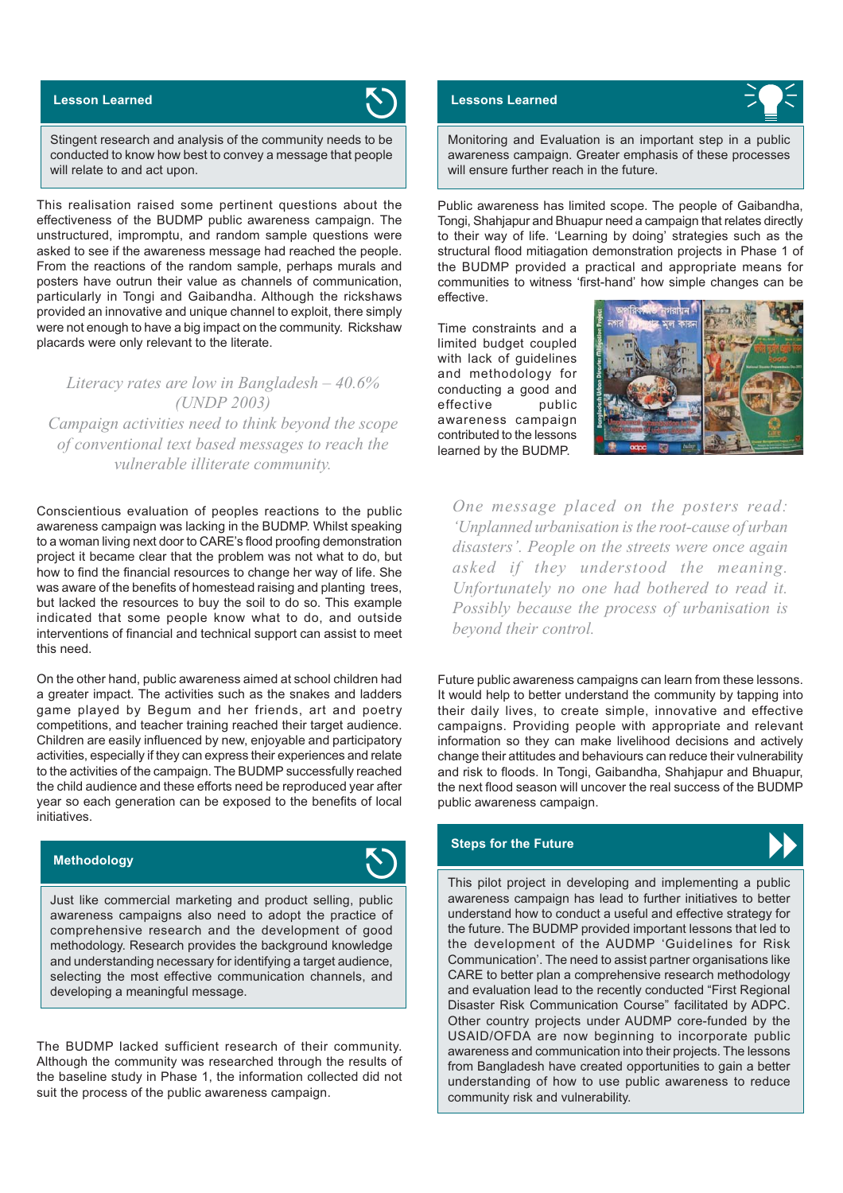## Lesson Learned

Stingent research and analysis of the community needs to be conducted to know how best to convey a message that people will relate to and act upon.

This realisation raised some pertinent questions about the effectiveness of the BUDMP public awareness campaign. The unstructured, impromptu, and random sample questions were asked to see if the awareness message had reached the people. From the reactions of the random sample, perhaps murals and posters have outrun their value as channels of communication, particularly in Tongi and Gaibandha. Although the rickshaws provided an innovative and unique channel to exploit, there simply were not enough to have a big impact on the community. Rickshaw placards were only relevant to the literate.

*Literacy rates are low in Bangladesh – 40.6% (UNDP 2003)*
*Campaign activities need to think beyond the scope of conventional text based messages to reach the vulnerable illiterate community.*

Conscientious evaluation of peoples reactions to the public awareness campaign was lacking in the BUDMP. Whilst speaking to a woman living next door to CARE's flood proofing demonstration project it became clear that the problem was not what to do, but how to find the financial resources to change her way of life. She was aware of the benefits of homestead raising and planting trees, but lacked the resources to buy the soil to do so. This example indicated that some people know what to do, and outside interventions of financial and technical support can assist to meet this need.

On the other hand, public awareness aimed at school children had a greater impact. The activities such as the snakes and ladders game played by Begum and her friends, art and poetry competitions, and teacher training reached their target audience. Children are easily influenced by new, enjoyable and participatory activities, especially if they can express their experiences and relate to the activities of the campaign. The BUDMP successfully reached the child audience and these efforts need be reproduced year after year so each generation can be exposed to the benefits of local initiatives.

## Methodology

Just like commercial marketing and product selling, public awareness campaigns also need to adopt the practice of comprehensive research and the development of good methodology. Research provides the background knowledge and understanding necessary for identifying a target audience, selecting the most effective communication channels, and developing a meaningful message.

The BUDMP lacked sufficient research of their community. Although the community was researched through the results of the baseline study in Phase 1, the information collected did not suit the process of the public awareness campaign.

## Lessons Learned

Monitoring and Evaluation is an important step in a public awareness campaign. Greater emphasis of these processes will ensure further reach in the future.

Public awareness has limited scope. The people of Gaibandha, Tongi, Shahjapur and Bhuapur need a campaign that relates directly to their way of life. 'Learning by doing' strategies such as the structural flood mitiagation demonstration projects in Phase 1 of the BUDMP provided a practical and appropriate means for communities to witness 'first-hand' how simple changes can be effective.

Time constraints and a limited budget coupled with lack of guidelines and methodology for conducting a good and effective public awareness campaign contributed to the lessons learned by the BUDMP.

*One message placed on the posters read: 'Unplanned urbanisation is the root-cause of urban disasters'. People on the streets were once again asked if they understood the meaning. Unfortunately no one had bothered to read it. Possibly because the process of urbanisation is beyond their control.*

Future public awareness campaigns can learn from these lessons. It would help to better understand the community by tapping into their daily lives, to create simple, innovative and effective campaigns. Providing people with appropriate and relevant information so they can make livelihood decisions and actively change their attitudes and behaviours can reduce their vulnerability and risk to floods. In Tongi, Gaibandha, Shahjapur and Bhuapur, the next flood season will uncover the real success of the BUDMP public awareness campaign.

## Steps for the Future

This pilot project in developing and implementing a public awareness campaign has lead to further initiatives to better understand how to conduct a useful and effective strategy for the future. The BUDMP provided important lessons that led to the development of the AUDMP 'Guidelines for Risk Communication'. The need to assist partner organisations like CARE to better plan a comprehensive research methodology and evaluation lead to the recently conducted "First Regional Disaster Risk Communication Course" facilitated by ADPC. Other country projects under AUDMP core-funded by the USAID/OFDA are now beginning to incorporate public awareness and communication into their projects. The lessons from Bangladesh have created opportunities to gain a better understanding of how to use public awareness to reduce community risk and vulnerability.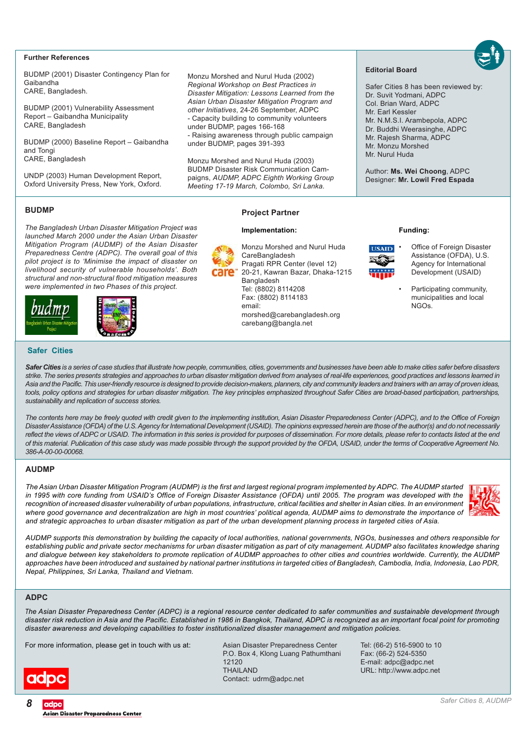## Further References

BUDMP (2001) Disaster Contingency Plan for Gaibandha
CARE, Bangladesh.

BUDMP (2001) Vulnerability Assessment Report – Gaibandha Municipality
CARE, Bangladesh

BUDMP (2000) Baseline Report – Gaibandha and Tongi
CARE, Bangladesh

UNDP (2003) Human Development Report, Oxford University Press, New York, Oxford.

Monzu Morshed and Nurul Huda (2002) *Regional Workshop on Best Practices in Disaster Mitigation: Lessons Learned from the Asian Urban Disaster Mitigation Program and other Initiatives*, 24-26 September, ADPC
- Capacity building to community volunteers under BUDMP, pages 166-168
- Raising awareness through public campaign under BUDMP, pages 391-393

Monzu Morshed and Nurul Huda (2003) BUDMP Disaster Risk Communication Campaigns, *AUDMP, ADPC Eighth Working Group Meeting 17-19 March, Colombo, Sri Lanka.*

## Editorial Board

Safer Cities 8 has been reviewed by:
Dr. Suvit Yodmani, ADPC
Col. Brian Ward, ADPC
Mr. Earl Kessler
Mr. N.M.S.I. Arambepola, ADPC
Dr. Buddhi Weerasinghe, ADPC
Mr. Rajesh Sharma, ADPC
Mr. Monzu Morshed
Mr. Nurul Huda

Author: **Ms. Wei Choong**, ADPC
Designer: **Mr. Lowil Fred Espada**

## BUDMP

*The Bangladesh Urban Disaster Mitigation Project was launched March 2000 under the Asian Urban Disaster Mitigation Program (AUDMP) of the Asian Disaster Preparedness Centre (ADPC). The overall goal of this pilot project is to 'Minimise the impact of disaster on livelihood security of vulnerable households'. Both structural and non-structural flood mitigation measures were implemented in two Phases of this project.*

## Project Partner

### Implementation:

Monzu Morshed and Nurul Huda
CareBangladesh
Pragati RPR Center (level 12)
20-21, Kawran Bazar, Dhaka-1215
Bangladesh
Tel: (8802) 8114208
Fax: (8802) 8114183
email:
morshed@carebangladesh.org
carebang@bangla.net

### Funding:

- Office of Foreign Disaster Assistance (OFDA), U.S. Agency for International Development (USAID)
- Participating community, municipalities and local NGOs.

## Safer Cities

***Safer Cities*** *is a series of case studies that illustrate how people, communities, cities, governments and businesses have been able to make cities safer before disasters strike. The series presents strategies and approaches to urban disaster mitigation derived from analyses of real-life experiences, good practices and lessons learned in Asia and the Pacific. This user-friendly resource is designed to provide decision-makers, planners, city and community leaders and trainers with an array of proven ideas, tools, policy options and strategies for urban disaster mitigation. The key principles emphasized throughout Safer Cities are broad-based participation, partnerships, sustainability and replication of success stories.*

*The contents here may be freely quoted with credit given to the implementing institution, Asian Disaster Preparedness Center (ADPC), and to the Office of Foreign Disaster Assistance (OFDA) of the U.S. Agency for International Development (USAID). The opinions expressed herein are those of the author(s) and do not necessarily reflect the views of ADPC or USAID. The information in this series is provided for purposes of dissemination. For more details, please refer to contacts listed at the end of this material. Publication of this case study was made possible through the support provided by the OFDA, USAID, under the terms of Cooperative Agreement No. 386-A-00-00-00068.*

## AUDMP

*The Asian Urban Disaster Mitigation Program (AUDMP) is the first and largest regional program implemented by ADPC. The AUDMP started in 1995 with core funding from USAID's Office of Foreign Disaster Assistance (OFDA) until 2005. The program was developed with the recognition of increased disaster vulnerability of urban populations, infrastructure, critical facilities and shelter in Asian cities. In an environment where good governance and decentralization are high in most countries' political agenda, AUDMP aims to demonstrate the importance of and strategic approaches to urban disaster mitigation as part of the urban development planning process in targeted cities of Asia.*

*AUDMP supports this demonstration by building the capacity of local authorities, national governments, NGOs, businesses and others responsible for establishing public and private sector mechanisms for urban disaster mitigation as part of city management. AUDMP also facilitates knowledge sharing and dialogue between key stakeholders to promote replication of AUDMP approaches to other cities and countries worldwide. Currently, the AUDMP approaches have been introduced and sustained by national partner institutions in targeted cities of Bangladesh, Cambodia, India, Indonesia, Lao PDR, Nepal, Philippines, Sri Lanka, Thailand and Vietnam.*

## ADPC

*The Asian Disaster Preparedness Center (ADPC) is a regional resource center dedicated to safer communities and sustainable development through disaster risk reduction in Asia and the Pacific. Established in 1986 in Bangkok, Thailand, ADPC is recognized as an important focal point for promoting disaster awareness and developing capabilities to foster institutionalized disaster management and mitigation policies.*

For more information, please get in touch with us at:

Asian Disaster Preparedness Center
P.O. Box 4, Klong Luang Pathumthani 12120
THAILAND
Contact: udrm@adpc.net

Tel: (66-2) 516-5900 to 10
Fax: (66-2) 524-5350
E-mail: adpc@adpc.net
URL: http://www.adpc.net